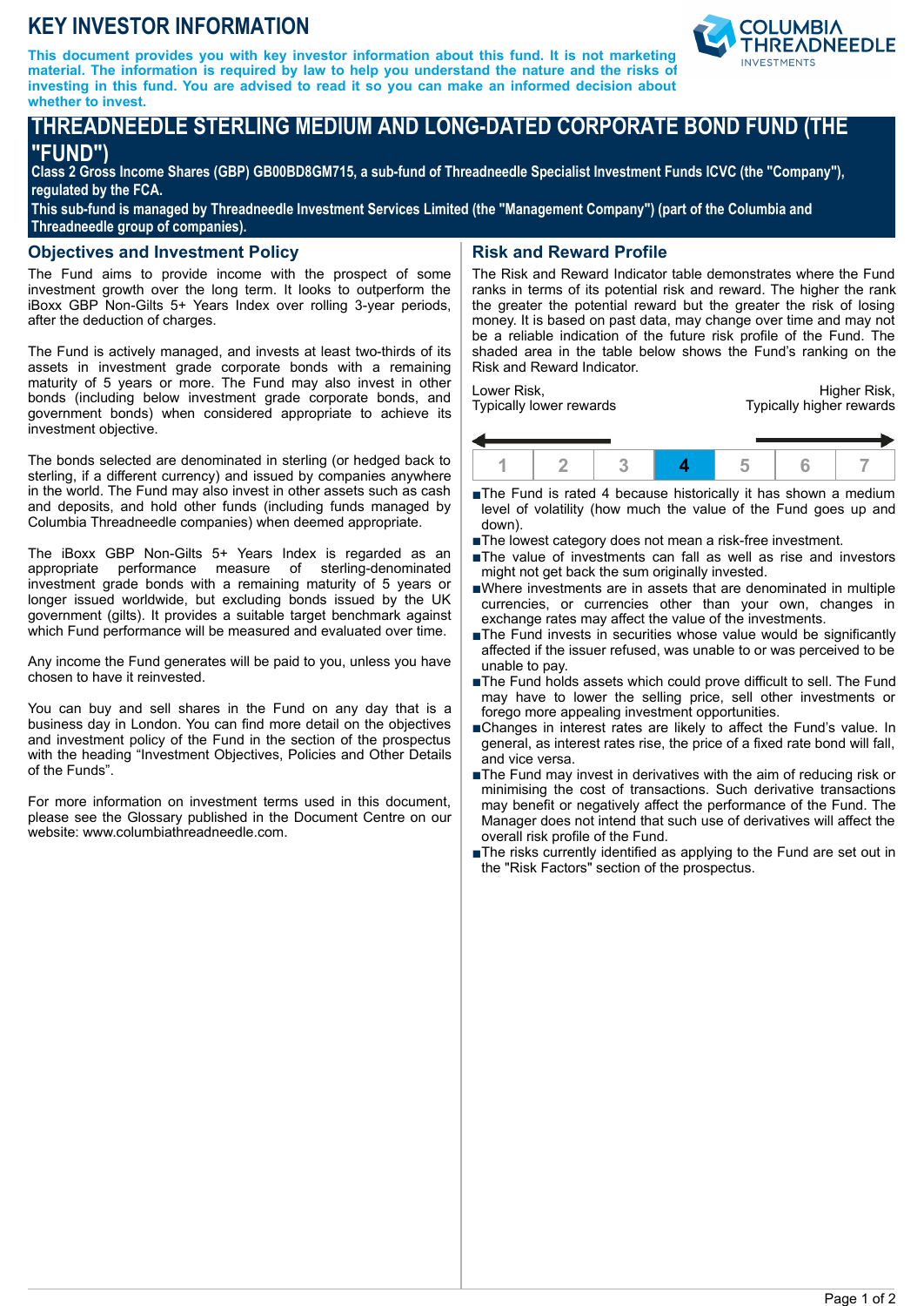# KEY INVESTOR INFORMATION

**This document provides you with key investor information about this fund. It is not marketing material. The information is required by law to help you understand the nature and the risks of investing in this fund. You are advised to read it so you can make an informed decision about whether to invest.**

COLUMBIA THREADNEEDLE INVESTMENTS

## THREADNEEDLE STERLING MEDIUM AND LONG-DATED CORPORATE BOND FUND (THE "FUND")

**Class 2 Gross Income Shares (GBP) GB00BD8GM715, a sub-fund of Threadneedle Specialist Investment Funds ICVC (the "Company"), regulated by the FCA.**

**This sub-fund is managed by Threadneedle Investment Services Limited (the "Management Company") (part of the Columbia and Threadneedle group of companies).**

## Objectives and Investment Policy

The Fund aims to provide income with the prospect of some investment growth over the long term. It looks to outperform the iBoxx GBP Non-Gilts 5+ Years Index over rolling 3-year periods, after the deduction of charges.

The Fund is actively managed, and invests at least two-thirds of its assets in investment grade corporate bonds with a remaining maturity of 5 years or more. The Fund may also invest in other bonds (including below investment grade corporate bonds, and government bonds) when considered appropriate to achieve its investment objective.

The bonds selected are denominated in sterling (or hedged back to sterling, if a different currency) and issued by companies anywhere in the world. The Fund may also invest in other assets such as cash and deposits, and hold other funds (including funds managed by Columbia Threadneedle companies) when deemed appropriate.

The iBoxx GBP Non-Gilts 5+ Years Index is regarded as an appropriate performance measure of sterling-denominated investment grade bonds with a remaining maturity of 5 years or longer issued worldwide, but excluding bonds issued by the UK government (gilts). It provides a suitable target benchmark against which Fund performance will be measured and evaluated over time.

Any income the Fund generates will be paid to you, unless you have chosen to have it reinvested.

You can buy and sell shares in the Fund on any day that is a business day in London. You can find more detail on the objectives and investment policy of the Fund in the section of the prospectus with the heading "Investment Objectives, Policies and Other Details of the Funds".

For more information on investment terms used in this document, please see the Glossary published in the Document Centre on our website: www.columbiathreadneedle.com.

## Risk and Reward Profile

The Risk and Reward Indicator table demonstrates where the Fund ranks in terms of its potential risk and reward. The higher the rank the greater the potential reward but the greater the risk of losing money. It is based on past data, may change over time and may not be a reliable indication of the future risk profile of the Fund. The shaded area in the table below shows the Fund's ranking on the Risk and Reward Indicator.

Lower Risk, Typically lower rewards — Higher Risk, Typically higher rewards

| 1 | 2 | 3 | **4** | 5 | 6 | 7 |
|---|---|---|---|---|---|---|

- The Fund is rated 4 because historically it has shown a medium level of volatility (how much the value of the Fund goes up and down).
- The lowest category does not mean a risk-free investment.
- The value of investments can fall as well as rise and investors might not get back the sum originally invested.
- Where investments are in assets that are denominated in multiple currencies, or currencies other than your own, changes in exchange rates may affect the value of the investments.
- The Fund invests in securities whose value would be significantly affected if the issuer refused, was unable to or was perceived to be unable to pay.
- The Fund holds assets which could prove difficult to sell. The Fund may have to lower the selling price, sell other investments or forego more appealing investment opportunities.
- Changes in interest rates are likely to affect the Fund's value. In general, as interest rates rise, the price of a fixed rate bond will fall, and vice versa.
- The Fund may invest in derivatives with the aim of reducing risk or minimising the cost of transactions. Such derivative transactions may benefit or negatively affect the performance of the Fund. The Manager does not intend that such use of derivatives will affect the overall risk profile of the Fund.
- The risks currently identified as applying to the Fund are set out in the "Risk Factors" section of the prospectus.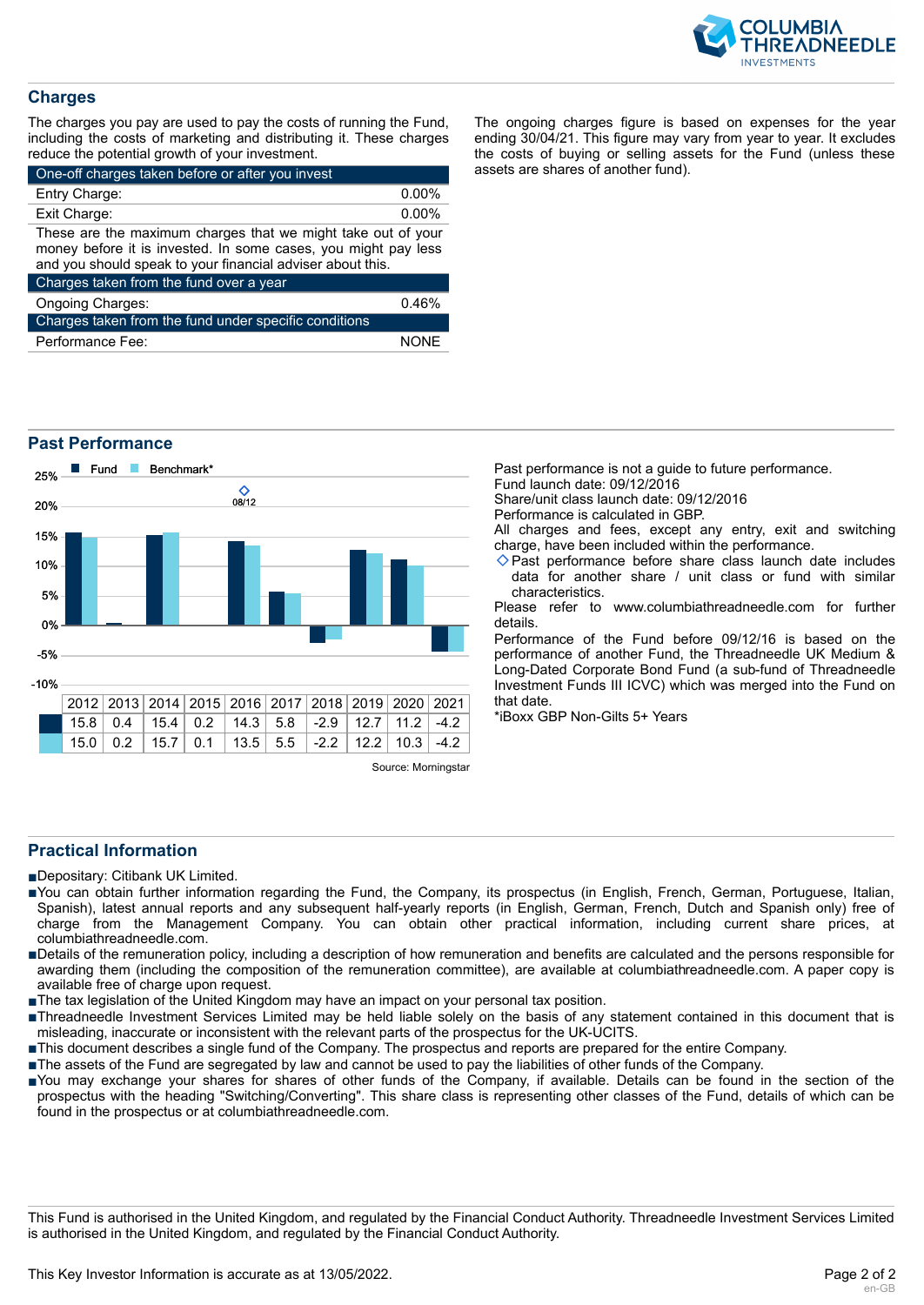## Charges

The charges you pay are used to pay the costs of running the Fund, including the costs of marketing and distributing it. These charges reduce the potential growth of your investment.

| One-off charges taken before or after you invest | |
|---|---|
| Entry Charge: | 0.00% |
| Exit Charge: | 0.00% |
| These are the maximum charges that we might take out of your money before it is invested. In some cases, you might pay less and you should speak to your financial adviser about this. | |
| **Charges taken from the fund over a year** | |
| Ongoing Charges: | 0.46% |
| **Charges taken from the fund under specific conditions** | |
| Performance Fee: | NONE |

The ongoing charges figure is based on expenses for the year ending 30/04/21. This figure may vary from year to year. It excludes the costs of buying or selling assets for the Fund (unless these assets are shares of another fund).

## Past Performance

Fund
Benchmark*
25%
20%
15%
10%
5%
0%
-5%
-10%
08/12

| | 2012 | 2013 | 2014 | 2015 | 2016 | 2017 | 2018 | 2019 | 2020 | 2021 |
|---|---|---|---|---|---|---|---|---|---|---|
| Fund | 15.8 | 0.4 | 15.4 | 0.2 | 14.3 | 5.8 | -2.9 | 12.7 | 11.2 | -4.2 |
| Benchmark* | 15.0 | 0.2 | 15.7 | 0.1 | 13.5 | 5.5 | -2.2 | 12.2 | 10.3 | -4.2 |

Source: Morningstar

Past performance is not a guide to future performance.
Fund launch date: 09/12/2016
Share/unit class launch date: 09/12/2016
Performance is calculated in GBP.
All charges and fees, except any entry, exit and switching charge, have been included within the performance.
◇ Past performance before share class launch date includes data for another share / unit class or fund with similar characteristics.
Please refer to www.columbiathreadneedle.com for further details.
Performance of the Fund before 09/12/16 is based on the performance of another Fund, the Threadneedle UK Medium & Long-Dated Corporate Bond Fund (a sub-fund of Threadneedle Investment Funds III ICVC) which was merged into the Fund on that date.
*iBoxx GBP Non-Gilts 5+ Years

## Practical Information

- Depositary: Citibank UK Limited.
- You can obtain further information regarding the Fund, the Company, its prospectus (in English, French, German, Portuguese, Italian, Spanish), latest annual reports and any subsequent half-yearly reports (in English, German, French, Dutch and Spanish only) free of charge from the Management Company. You can obtain other practical information, including current share prices, at columbiathreadneedle.com.
- Details of the remuneration policy, including a description of how remuneration and benefits are calculated and the persons responsible for awarding them (including the composition of the remuneration committee), are available at columbiathreadneedle.com. A paper copy is available free of charge upon request.
- The tax legislation of the United Kingdom may have an impact on your personal tax position.
- Threadneedle Investment Services Limited may be held liable solely on the basis of any statement contained in this document that is misleading, inaccurate or inconsistent with the relevant parts of the prospectus for the UK-UCITS.
- This document describes a single fund of the Company. The prospectus and reports are prepared for the entire Company.
- The assets of the Fund are segregated by law and cannot be used to pay the liabilities of other funds of the Company.
- You may exchange your shares for shares of other funds of the Company, if available. Details can be found in the section of the prospectus with the heading "Switching/Converting". This share class is representing other classes of the Fund, details of which can be found in the prospectus or at columbiathreadneedle.com.

This Fund is authorised in the United Kingdom, and regulated by the Financial Conduct Authority. Threadneedle Investment Services Limited is authorised in the United Kingdom, and regulated by the Financial Conduct Authority.

This Key Investor Information is accurate as at 13/05/2022.